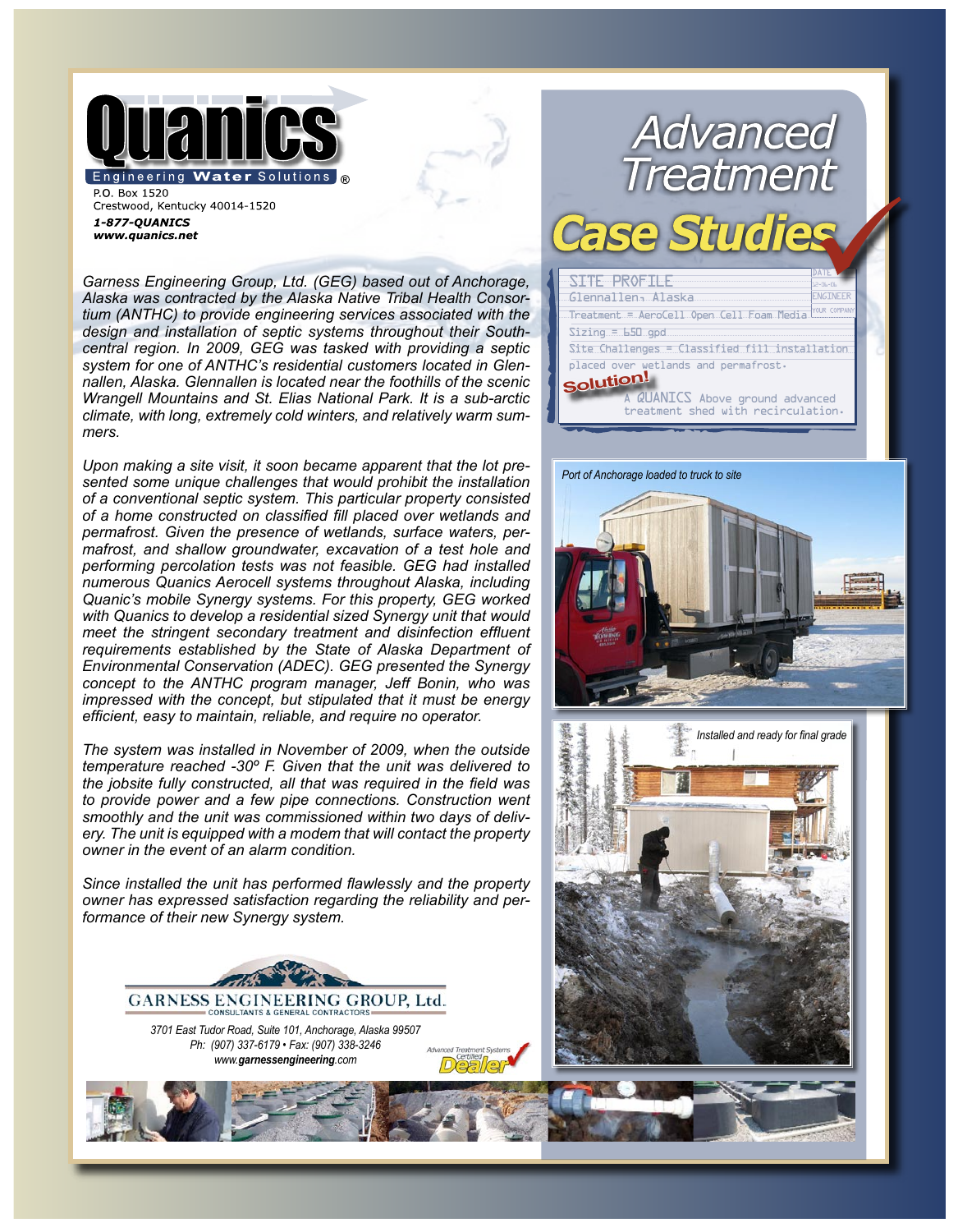# Quanics

Engineering **Water** Solutions ®

P.O. Box 1520
Crestwood, Kentucky 40014-1520
***1-877-QUANICS***
***www.quanics.net***

# Advanced Treatment Case Studies

**SITE PROFILE**

DATE 12-16-16
ENGINEER
YOUR COMPANY

Glennallen, Alaska

Treatment = AeroCell Open Cell Foam Media

Sizing = 650 gpd

Site Challenges = Classified fill installation placed over wetlands and permafrost.

**Solution!** A QUANICS Above ground advanced treatment shed with recirculation.

*Garness Engineering Group, Ltd. (GEG) based out of Anchorage, Alaska was contracted by the Alaska Native Tribal Health Consortium (ANTHC) to provide engineering services associated with the design and installation of septic systems throughout their Southcentral region. In 2009, GEG was tasked with providing a septic system for one of ANTHC's residential customers located in Glennallen, Alaska. Glennallen is located near the foothills of the scenic Wrangell Mountains and St. Elias National Park. It is a sub-arctic climate, with long, extremely cold winters, and relatively warm summers.*

*Upon making a site visit, it soon became apparent that the lot presented some unique challenges that would prohibit the installation of a conventional septic system. This particular property consisted of a home constructed on classified fill placed over wetlands and permafrost. Given the presence of wetlands, surface waters, permafrost, and shallow groundwater, excavation of a test hole and performing percolation tests was not feasible. GEG had installed numerous Quanics Aerocell systems throughout Alaska, including Quanic's mobile Synergy systems. For this property, GEG worked with Quanics to develop a residential sized Synergy unit that would meet the stringent secondary treatment and disinfection effluent requirements established by the State of Alaska Department of Environmental Conservation (ADEC). GEG presented the Synergy concept to the ANTHC program manager, Jeff Bonin, who was impressed with the concept, but stipulated that it must be energy efficient, easy to maintain, reliable, and require no operator.*

*The system was installed in November of 2009, when the outside temperature reached -30º F. Given that the unit was delivered to the jobsite fully constructed, all that was required in the field was to provide power and a few pipe connections. Construction went smoothly and the unit was commissioned within two days of delivery. The unit is equipped with a modem that will contact the property owner in the event of an alarm condition.*

*Since installed the unit has performed flawlessly and the property owner has expressed satisfaction regarding the reliability and performance of their new Synergy system.*

*Port of Anchorage loaded to truck to site*

*Installed and ready for final grade*

**GARNESS ENGINEERING GROUP, Ltd.**
CONSULTANTS & GENERAL CONTRACTORS

*3701 East Tudor Road, Suite 101, Anchorage, Alaska 99507*
*Ph: (907) 337-6179 • Fax: (907) 338-3246*
*www.**garnessengineering**.com*

Advanced Treatment Systems Certified Dealer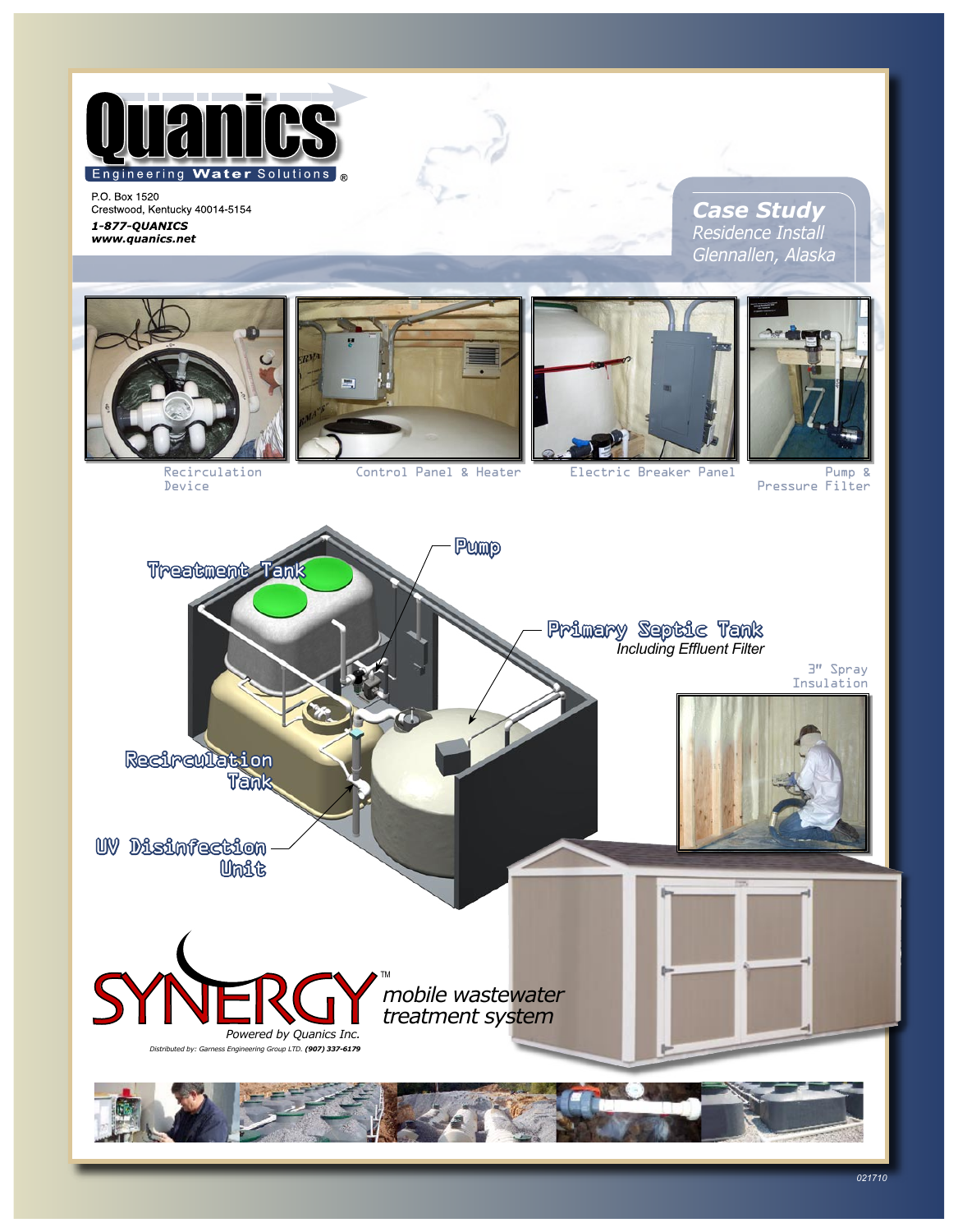# Quanics

Engineering Water Solutions ®

P.O. Box 1520
Crestwood, Kentucky 40014-5154

***1-877-QUANICS***
***www.quanics.net***

## Case Study

*Residence Install*
*Glennallen, Alaska*

Recirculation Device

Control Panel & Heater

Electric Breaker Panel

Pump & Pressure Filter

Pump

Treatment Tank

Primary Septic Tank
*Including Effluent Filter*

3" Spray Insulation

Recirculation Tank

UV Disinfection Unit

SYNERGY™ *mobile wastewater treatment system*

*Powered by Quanics Inc.*

*Distributed by: Garness Engineering Group LTD.* ***(907) 337-6179***

*021710*